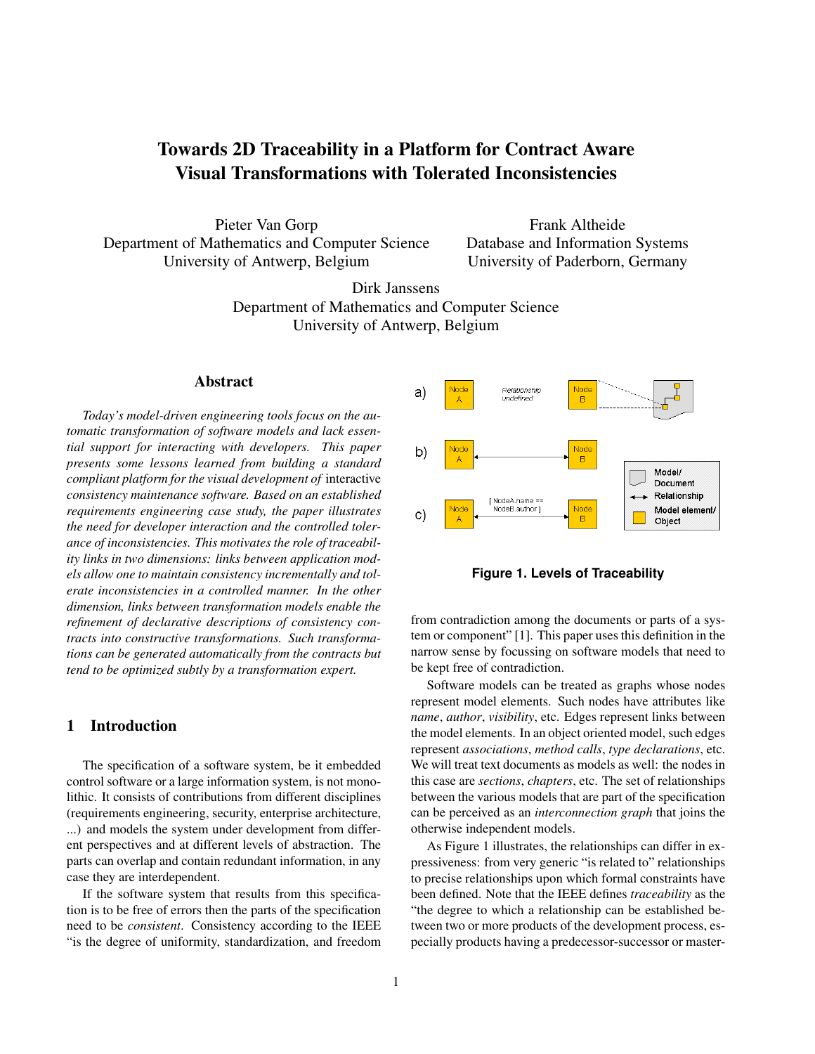# Towards 2D Traceability in a Platform for Contract Aware Visual Transformations with Tolerated Inconsistencies

Pieter Van Gorp
Department of Mathematics and Computer Science
University of Antwerp, Belgium

Frank Altheide
Database and Information Systems
University of Paderborn, Germany

Dirk Janssens
Department of Mathematics and Computer Science
University of Antwerp, Belgium

## Abstract

*Today's model-driven engineering tools focus on the automatic transformation of software models and lack essential support for interacting with developers. This paper presents some lessons learned from building a standard compliant platform for the visual development of* interactive *consistency maintenance software. Based on an established requirements engineering case study, the paper illustrates the need for developer interaction and the controlled tolerance of inconsistencies. This motivates the role of traceability links in two dimensions: links between application models allow one to maintain consistency incrementally and tolerate inconsistencies in a controlled manner. In the other dimension, links between transformation models enable the refinement of declarative descriptions of consistency contracts into constructive transformations. Such transformations can be generated automatically from the contracts but tend to be optimized subtly by a transformation expert.*

## 1 Introduction

The specification of a software system, be it embedded control software or a large information system, is not monolithic. It consists of contributions from different disciplines (requirements engineering, security, enterprise architecture, ...) and models the system under development from different perspectives and at different levels of abstraction. The parts can overlap and contain redundant information, in any case they are interdependent.

If the software system that results from this specification is to be free of errors then the parts of the specification need to be *consistent*. Consistency according to the IEEE "is the degree of uniformity, standardization, and freedom from contradiction among the documents or parts of a system or component" [1]. This paper uses this definition in the narrow sense by focussing on software models that need to be kept free of contradiction.

**Figure 1. Levels of Traceability**

Software models can be treated as graphs whose nodes represent model elements. Such nodes have attributes like *name*, *author*, *visibility*, etc. Edges represent links between the model elements. In an object oriented model, such edges represent *associations*, *method calls*, *type declarations*, etc. We will treat text documents as models as well: the nodes in this case are *sections*, *chapters*, etc. The set of relationships between the various models that are part of the specification can be perceived as an *interconnection graph* that joins the otherwise independent models.

As Figure 1 illustrates, the relationships can differ in expressiveness: from very generic "is related to" relationships to precise relationships upon which formal constraints have been defined. Note that the IEEE defines *traceability* as the "the degree to which a relationship can be established between two or more products of the development process, especially products having a predecessor-successor or master-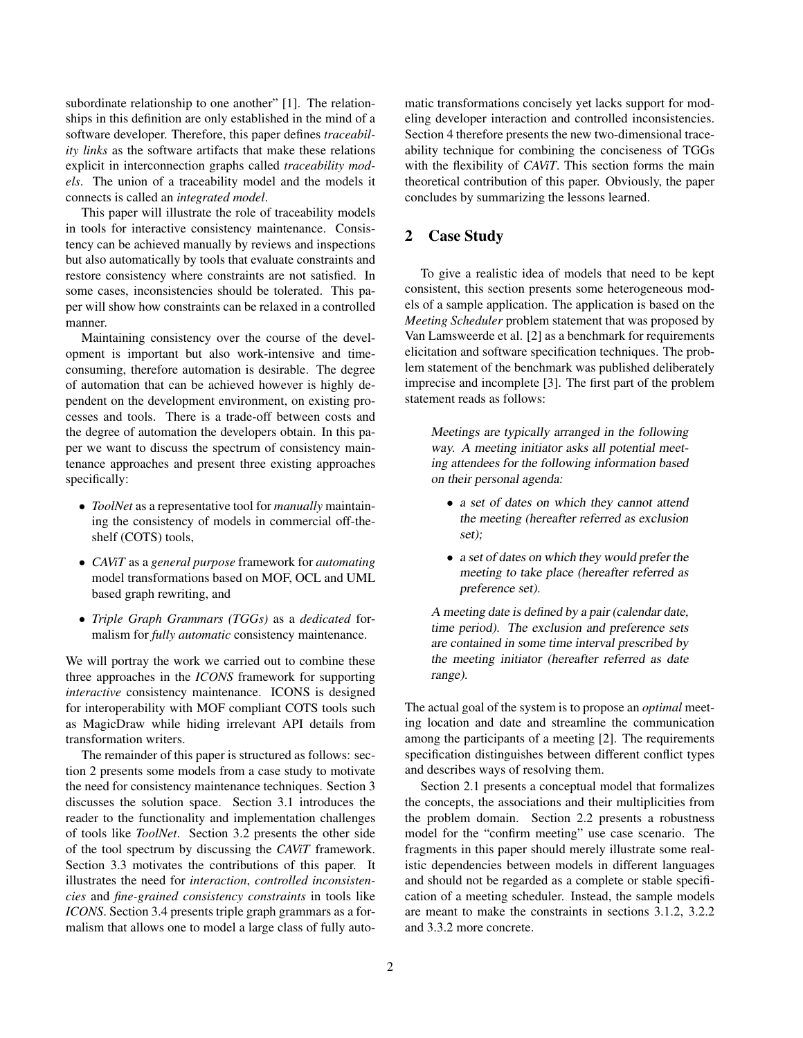subordinate relationship to one another" [1]. The relationships in this definition are only established in the mind of a software developer. Therefore, this paper defines *traceability links* as the software artifacts that make these relations explicit in interconnection graphs called *traceability models*. The union of a traceability model and the models it connects is called an *integrated model*.

This paper will illustrate the role of traceability models in tools for interactive consistency maintenance. Consistency can be achieved manually by reviews and inspections but also automatically by tools that evaluate constraints and restore consistency where constraints are not satisfied. In some cases, inconsistencies should be tolerated. This paper will show how constraints can be relaxed in a controlled manner.

Maintaining consistency over the course of the development is important but also work-intensive and time-consuming, therefore automation is desirable. The degree of automation that can be achieved however is highly dependent on the development environment, on existing processes and tools. There is a trade-off between costs and the degree of automation the developers obtain. In this paper we want to discuss the spectrum of consistency maintenance approaches and present three existing approaches specifically:

- *ToolNet* as a representative tool for *manually* maintaining the consistency of models in commercial off-the-shelf (COTS) tools,
- *CAViT* as a *general purpose* framework for *automating* model transformations based on MOF, OCL and UML based graph rewriting, and
- *Triple Graph Grammars (TGGs)* as a *dedicated* formalism for *fully automatic* consistency maintenance.

We will portray the work we carried out to combine these three approaches in the *ICONS* framework for supporting *interactive* consistency maintenance. ICONS is designed for interoperability with MOF compliant COTS tools such as MagicDraw while hiding irrelevant API details from transformation writers.

The remainder of this paper is structured as follows: section 2 presents some models from a case study to motivate the need for consistency maintenance techniques. Section 3 discusses the solution space. Section 3.1 introduces the reader to the functionality and implementation challenges of tools like *ToolNet*. Section 3.2 presents the other side of the tool spectrum by discussing the *CAViT* framework. Section 3.3 motivates the contributions of this paper. It illustrates the need for *interaction*, *controlled inconsistencies* and *fine-grained consistency constraints* in tools like *ICONS*. Section 3.4 presents triple graph grammars as a formalism that allows one to model a large class of fully automatic transformations concisely yet lacks support for modeling developer interaction and controlled inconsistencies. Section 4 therefore presents the new two-dimensional traceability technique for combining the conciseness of TGGs with the flexibility of *CAViT*. This section forms the main theoretical contribution of this paper. Obviously, the paper concludes by summarizing the lessons learned.

## 2 Case Study

To give a realistic idea of models that need to be kept consistent, this section presents some heterogeneous models of a sample application. The application is based on the *Meeting Scheduler* problem statement that was proposed by Van Lamsweerde et al. [2] as a benchmark for requirements elicitation and software specification techniques. The problem statement of the benchmark was published deliberately imprecise and incomplete [3]. The first part of the problem statement reads as follows:

> Meetings are typically arranged in the following way. A meeting initiator asks all potential meeting attendees for the following information based on their personal agenda:
>
> - a set of dates on which they cannot attend the meeting (hereafter referred as exclusion set);
> - a set of dates on which they would prefer the meeting to take place (hereafter referred as preference set).
>
> A meeting date is defined by a pair (calendar date, time period). The exclusion and preference sets are contained in some time interval prescribed by the meeting initiator (hereafter referred as date range).

The actual goal of the system is to propose an *optimal* meeting location and date and streamline the communication among the participants of a meeting [2]. The requirements specification distinguishes between different conflict types and describes ways of resolving them.

Section 2.1 presents a conceptual model that formalizes the concepts, the associations and their multiplicities from the problem domain. Section 2.2 presents a robustness model for the "confirm meeting" use case scenario. The fragments in this paper should merely illustrate some realistic dependencies between models in different languages and should not be regarded as a complete or stable specification of a meeting scheduler. Instead, the sample models are meant to make the constraints in sections 3.1.2, 3.2.2 and 3.3.2 more concrete.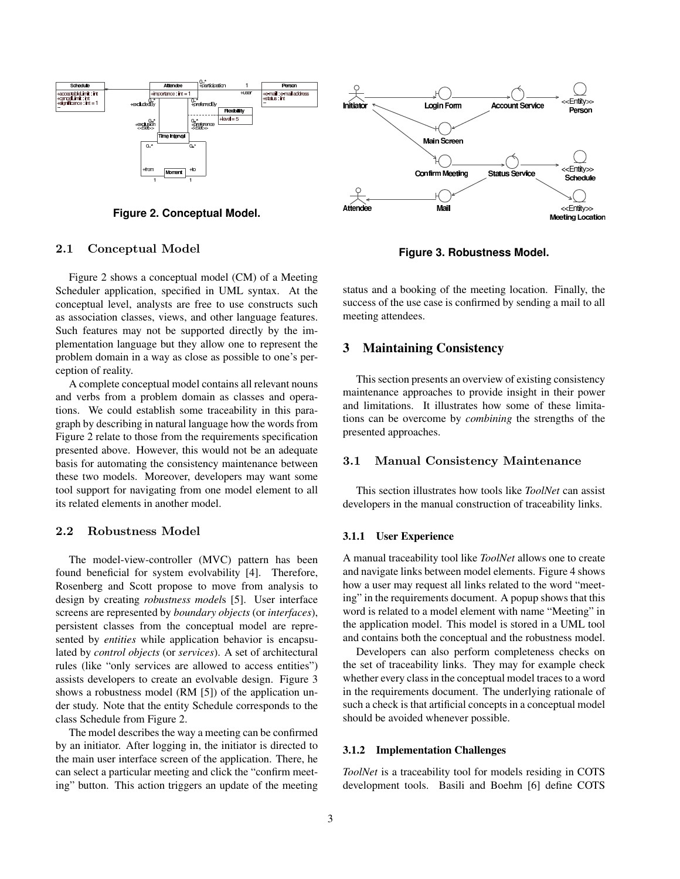Figure 2. Conceptual Model.

### 2.1 Conceptual Model

Figure 2 shows a conceptual model (CM) of a Meeting Scheduler application, specified in UML syntax. At the conceptual level, analysts are free to use constructs such as association classes, views, and other language features. Such features may not be supported directly by the implementation language but they allow one to represent the problem domain in a way as close as possible to one's perception of reality.

A complete conceptual model contains all relevant nouns and verbs from a problem domain as classes and operations. We could establish some traceability in this paragraph by describing in natural language how the words from Figure 2 relate to those from the requirements specification presented above. However, this would not be an adequate basis for automating the consistency maintenance between these two models. Moreover, developers may want some tool support for navigating from one model element to all its related elements in another model.

### 2.2 Robustness Model

The model-view-controller (MVC) pattern has been found beneficial for system evolvability [4]. Therefore, Rosenberg and Scott propose to move from analysis to design by creating *robustness model*s [5]. User interface screens are represented by *boundary objects* (or *interfaces*), persistent classes from the conceptual model are represented by *entities* while application behavior is encapsulated by *control objects* (or *services*). A set of architectural rules (like "only services are allowed to access entities") assists developers to create an evolvable design. Figure 3 shows a robustness model (RM [5]) of the application under study. Note that the entity Schedule corresponds to the class Schedule from Figure 2.

The model describes the way a meeting can be confirmed by an initiator. After logging in, the initiator is directed to the main user interface screen of the application. There, he can select a particular meeting and click the "confirm meeting" button. This action triggers an update of the meeting status and a booking of the meeting location. Finally, the success of the use case is confirmed by sending a mail to all meeting attendees.

Figure 3. Robustness Model.

## 3 Maintaining Consistency

This section presents an overview of existing consistency maintenance approaches to provide insight in their power and limitations. It illustrates how some of these limitations can be overcome by *combining* the strengths of the presented approaches.

### 3.1 Manual Consistency Maintenance

This section illustrates how tools like *ToolNet* can assist developers in the manual construction of traceability links.

#### 3.1.1 User Experience

A manual traceability tool like *ToolNet* allows one to create and navigate links between model elements. Figure 4 shows how a user may request all links related to the word "meeting" in the requirements document. A popup shows that this word is related to a model element with name "Meeting" in the application model. This model is stored in a UML tool and contains both the conceptual and the robustness model.

Developers can also perform completeness checks on the set of traceability links. They may for example check whether every class in the conceptual model traces to a word in the requirements document. The underlying rationale of such a check is that artificial concepts in a conceptual model should be avoided whenever possible.

#### 3.1.2 Implementation Challenges

*ToolNet* is a traceability tool for models residing in COTS development tools. Basili and Boehm [6] define COTS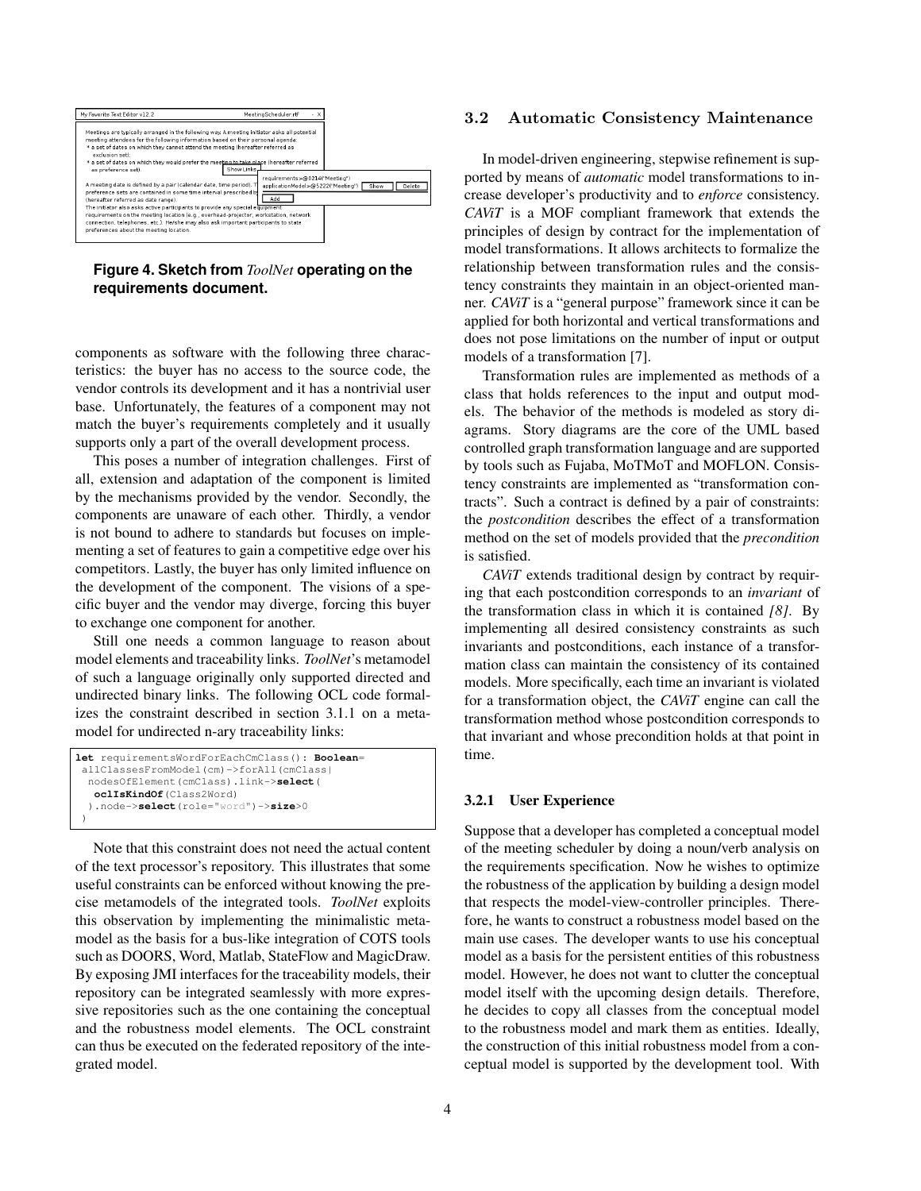**Figure 4. Sketch from *ToolNet* operating on the requirements document.**

components as software with the following three characteristics: the buyer has no access to the source code, the vendor controls its development and it has a nontrivial user base. Unfortunately, the features of a component may not match the buyer's requirements completely and it usually supports only a part of the overall development process.

This poses a number of integration challenges. First of all, extension and adaptation of the component is limited by the mechanisms provided by the vendor. Secondly, the components are unaware of each other. Thirdly, a vendor is not bound to adhere to standards but focuses on implementing a set of features to gain a competitive edge over his competitors. Lastly, the buyer has only limited influence on the development of the component. The visions of a specific buyer and the vendor may diverge, forcing this buyer to exchange one component for another.

Still one needs a common language to reason about model elements and traceability links. *ToolNet*'s metamodel of such a language originally only supported directed and undirected binary links. The following OCL code formalizes the constraint described in section 3.1.1 on a metamodel for undirected n-ary traceability links:

```
let requirementsWordForEachCmClass(): Boolean=
 allClassesFromModel(cm)->forAll(cmClass|
  nodesOfElement(cmClass).link->select(
   oclIsKindOf(Class2Word)
  ).node->select(role="word")->size>0
 )
```

Note that this constraint does not need the actual content of the text processor's repository. This illustrates that some useful constraints can be enforced without knowing the precise metamodels of the integrated tools. *ToolNet* exploits this observation by implementing the minimalistic metamodel as the basis for a bus-like integration of COTS tools such as DOORS, Word, Matlab, StateFlow and MagicDraw. By exposing JMI interfaces for the traceability models, their repository can be integrated seamlessly with more expressive repositories such as the one containing the conceptual and the robustness model elements. The OCL constraint can thus be executed on the federated repository of the integrated model.

## 3.2 Automatic Consistency Maintenance

In model-driven engineering, stepwise refinement is supported by means of *automatic* model transformations to increase developer's productivity and to *enforce* consistency. *CAViT* is a MOF compliant framework that extends the principles of design by contract for the implementation of model transformations. It allows architects to formalize the relationship between transformation rules and the consistency constraints they maintain in an object-oriented manner. *CAViT* is a "general purpose" framework since it can be applied for both horizontal and vertical transformations and does not pose limitations on the number of input or output models of a transformation [7].

Transformation rules are implemented as methods of a class that holds references to the input and output models. The behavior of the methods is modeled as story diagrams. Story diagrams are the core of the UML based controlled graph transformation language and are supported by tools such as Fujaba, MoTMoT and MOFLON. Consistency constraints are implemented as "transformation contracts". Such a contract is defined by a pair of constraints: the *postcondition* describes the effect of a transformation method on the set of models provided that the *precondition* is satisfied.

*CAViT* extends traditional design by contract by requiring that each postcondition corresponds to an *invariant* of the transformation class in which it is contained *[8]*. By implementing all desired consistency constraints as such invariants and postconditions, each instance of a transformation class can maintain the consistency of its contained models. More specifically, each time an invariant is violated for a transformation object, the *CAViT* engine can call the transformation method whose postcondition corresponds to that invariant and whose precondition holds at that point in time.

### 3.2.1 User Experience

Suppose that a developer has completed a conceptual model of the meeting scheduler by doing a noun/verb analysis on the requirements specification. Now he wishes to optimize the robustness of the application by building a design model that respects the model-view-controller principles. Therefore, he wants to construct a robustness model based on the main use cases. The developer wants to use his conceptual model as a basis for the persistent entities of this robustness model. However, he does not want to clutter the conceptual model itself with the upcoming design details. Therefore, he decides to copy all classes from the conceptual model to the robustness model and mark them as entities. Ideally, the construction of this initial robustness model from a conceptual model is supported by the development tool. With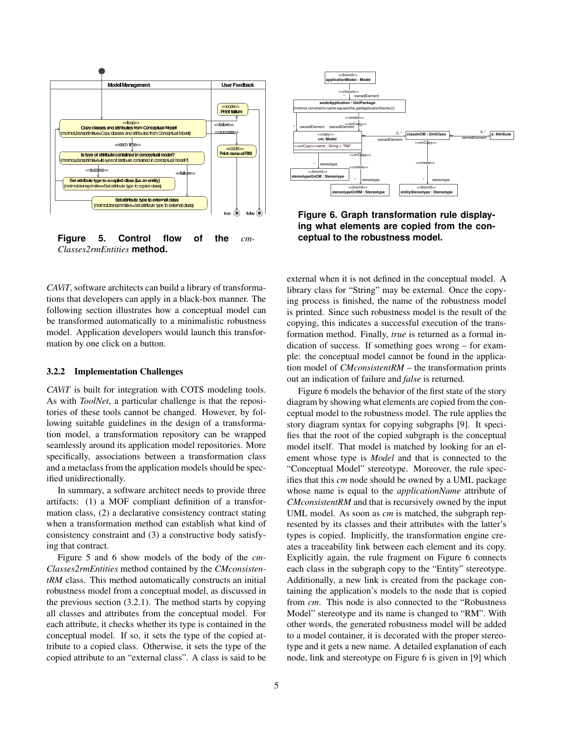**Figure 5. Control flow of the** *cmClasses2rmEntities* **method.**

**Figure 6. Graph transformation rule displaying what elements are copied from the conceptual to the robustness model.**

*CAViT*, software architects can build a library of transformations that developers can apply in a black-box manner. The following section illustrates how a conceptual model can be transformed automatically to a minimalistic robustness model. Application developers would launch this transformation by one click on a button.

### 3.2.2 Implementation Challenges

*CAViT* is built for integration with COTS modeling tools. As with *ToolNet*, a particular challenge is that the repositories of these tools cannot be changed. However, by following suitable guidelines in the design of a transformation model, a transformation repository can be wrapped seamlessly around its application model repositories. More specifically, associations between a transformation class and a metaclass from the application models should be specified unidirectionally.

In summary, a software architect needs to provide three artifacts: (1) a MOF compliant definition of a transformation class, (2) a declarative consistency contract stating when a transformation method can establish what kind of consistency constraint and (3) a constructive body satisfying that contract.

Figure 5 and 6 show models of the body of the *cmClasses2rmEntities* method contained by the *CMconsistentRM* class. This method automatically constructs an initial robustness model from a conceptual model, as discussed in the previous section (3.2.1). The method starts by copying all classes and attributes from the conceptual model. For each attribute, it checks whether its type is contained in the conceptual model. If so, it sets the type of the copied attribute to a copied class. Otherwise, it sets the type of the copied attribute to an "external class". A class is said to be external when it is not defined in the conceptual model. A library class for "String" may be external. Once the copying process is finished, the name of the robustness model is printed. Since such robustness model is the result of the copying, this indicates a successful execution of the transformation method. Finally, *true* is returned as a formal indication of success. If something goes wrong – for example: the conceptual model cannot be found in the application model of *CMconsistentRM* – the transformation prints out an indication of failure and *false* is returned.

Figure 6 models the behavior of the first state of the story diagram by showing what elements are copied from the conceptual model to the robustness model. The rule applies the story diagram syntax for copying subgraphs [9]. It specifies that the root of the copied subgraph is the conceptual model itself. That model is matched by looking for an element whose type is *Model* and that is connected to the "Conceptual Model" stereotype. Moreover, the rule specifies that this *cm* node should be owned by a UML package whose name is equal to the *applicationName* attribute of *CMconsistentRM* and that is recursively owned by the input UML model. As soon as *cm* is matched, the subgraph represented by its classes and their attributes with the latter's types is copied. Implicitly, the transformation engine creates a traceability link between each element and its copy. Explicitly again, the rule fragment on Figure 6 connects each class in the subgraph copy to the "Entity" stereotype. Additionally, a new link is created from the package containing the application's models to the node that is copied from *cm*. This node is also connected to the "Robustness Model" stereotype and its name is changed to "RM". With other words, the generated robustness model will be added to a model container, it is decorated with the proper stereotype and it gets a new name. A detailed explanation of each node, link and stereotype on Figure 6 is given in [9] which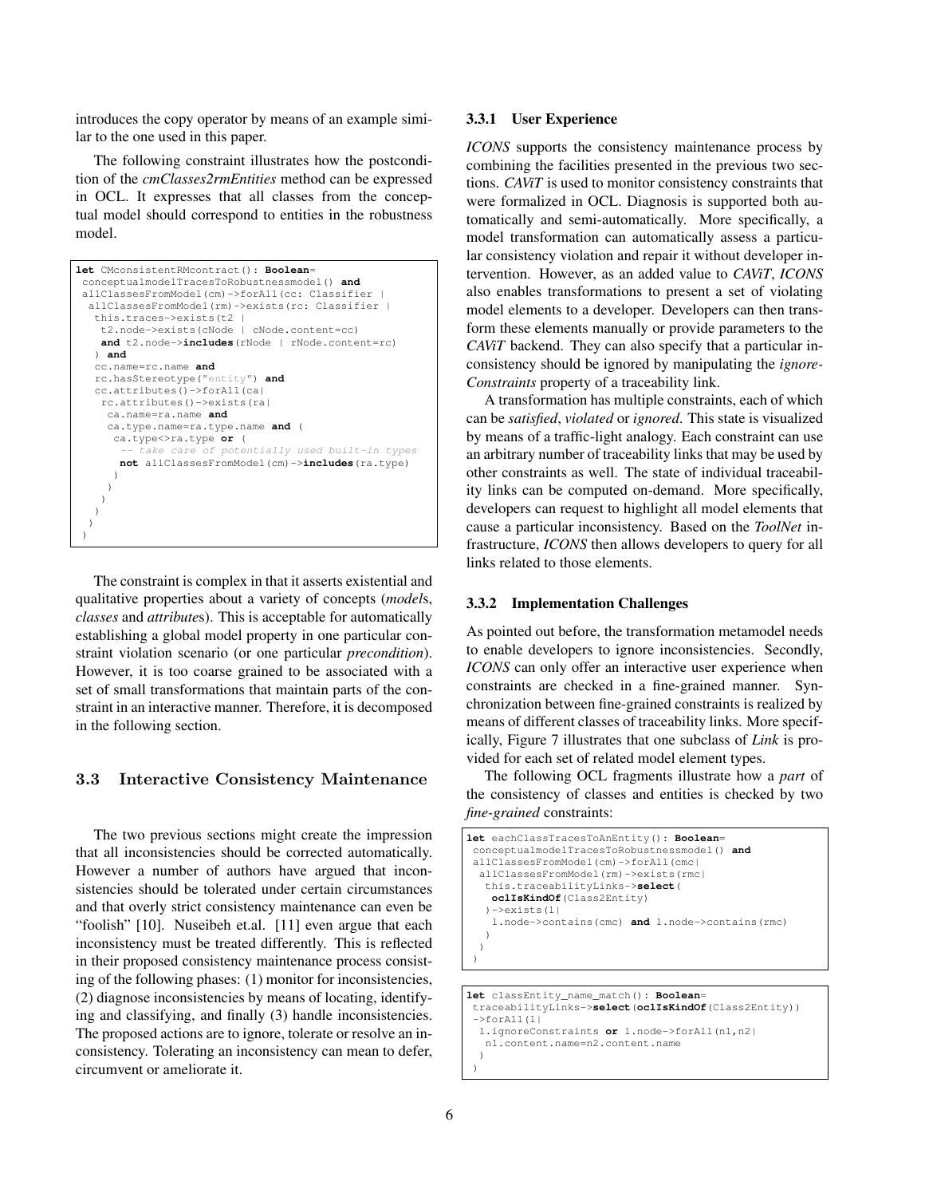introduces the copy operator by means of an example similar to the one used in this paper.

The following constraint illustrates how the postcondition of the *cmClasses2rmEntities* method can be expressed in OCL. It expresses that all classes from the conceptual model should correspond to entities in the robustness model.

```
let CMconsistentRMcontract(): Boolean=
 conceptualmodelTracesToRobustnessmodel() and
 allClassesFromModel(cm)->forAll(cc: Classifier |
  allClassesFromModel(rm)->exists(rc: Classifier |
   this.traces->exists(t2 |
    t2.node->exists(cNode | cNode.content=cc)
    and t2.node->includes(rNode | rNode.content=rc)
   ) and
   cc.name=rc.name and
   rc.hasStereotype("entity") and
   cc.attributes()->forAll(ca|
    rc.attributes()->exists(ra|
     ca.name=ra.name and
     ca.type.name=ra.type.name and (
      ca.type<>ra.type or (
       -- take care of potentially used built-in types
       not allClassesFromModel(cm)->includes(ra.type)
      )
     )
    )
   )
  )
 )
```

The constraint is complex in that it asserts existential and qualitative properties about a variety of concepts (*models*, *classes* and *attributes*). This is acceptable for automatically establishing a global model property in one particular constraint violation scenario (or one particular *precondition*). However, it is too coarse grained to be associated with a set of small transformations that maintain parts of the constraint in an interactive manner. Therefore, it is decomposed in the following section.

### 3.3 Interactive Consistency Maintenance

The two previous sections might create the impression that all inconsistencies should be corrected automatically. However a number of authors have argued that inconsistencies should be tolerated under certain circumstances and that overly strict consistency maintenance can even be "foolish" [10]. Nuseibeh et.al. [11] even argue that each inconsistency must be treated differently. This is reflected in their proposed consistency maintenance process consisting of the following phases: (1) monitor for inconsistencies, (2) diagnose inconsistencies by means of locating, identifying and classifying, and finally (3) handle inconsistencies. The proposed actions are to ignore, tolerate or resolve an inconsistency. Tolerating an inconsistency can mean to defer, circumvent or ameliorate it.

#### 3.3.1 User Experience

*ICONS* supports the consistency maintenance process by combining the facilities presented in the previous two sections. *CAViT* is used to monitor consistency constraints that were formalized in OCL. Diagnosis is supported both automatically and semi-automatically. More specifically, a model transformation can automatically assess a particular consistency violation and repair it without developer intervention. However, as an added value to *CAViT*, *ICONS* also enables transformations to present a set of violating model elements to a developer. Developers can then transform these elements manually or provide parameters to the *CAViT* backend. They can also specify that a particular inconsistency should be ignored by manipulating the *ignoreConstraints* property of a traceability link.

A transformation has multiple constraints, each of which can be *satisfied*, *violated* or *ignored*. This state is visualized by means of a traffic-light analogy. Each constraint can use an arbitrary number of traceability links that may be used by other constraints as well. The state of individual traceability links can be computed on-demand. More specifically, developers can request to highlight all model elements that cause a particular inconsistency. Based on the *ToolNet* infrastructure, *ICONS* then allows developers to query for all links related to those elements.

#### 3.3.2 Implementation Challenges

As pointed out before, the transformation metamodel needs to enable developers to ignore inconsistencies. Secondly, *ICONS* can only offer an interactive user experience when constraints are checked in a fine-grained manner. Synchronization between fine-grained constraints is realized by means of different classes of traceability links. More specifically, Figure 7 illustrates that one subclass of *Link* is provided for each set of related model element types.

The following OCL fragments illustrate how a *part* of the consistency of classes and entities is checked by two *fine-grained* constraints:

```
let eachClassTracesToAnEntity(): Boolean=
 conceptualmodelTracesToRobustnessmodel() and
 allClassesFromModel(cm)->forAll(cmc|
  allClassesFromModel(rm)->exists(rmc|
   this.traceabilityLinks->select(
    oclIsKindOf(Class2Entity)
   )->exists(l|
    l.node->contains(cmc) and l.node->contains(rmc)
   )
  )
 )
```

```
let classEntity_name_match(): Boolean=
 traceabilityLinks->select(oclIsKindOf(Class2Entity))
 ->forAll(l|
  l.ignoreConstraints or l.node->forAll(n1,n2|
   n1.content.name=n2.content.name
  )
 )
```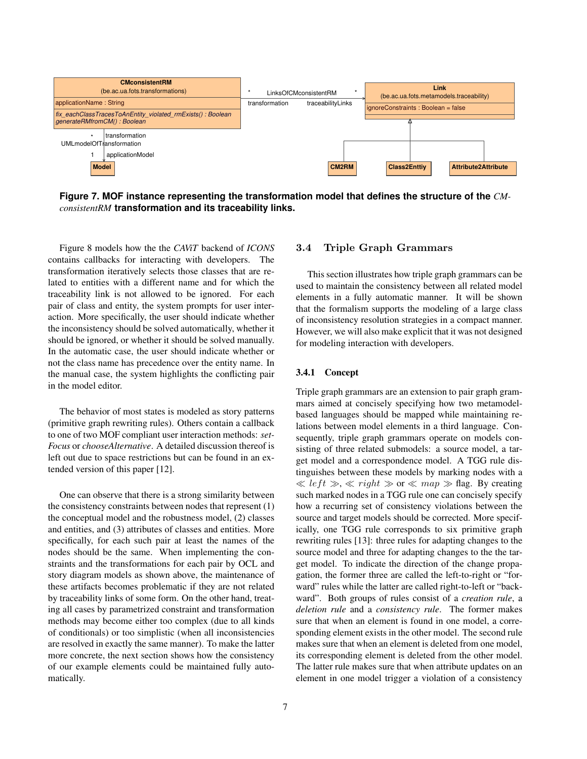**Figure 7. MOF instance representing the transformation model that defines the structure of the *CMconsistentRM* transformation and its traceability links.**

Figure 8 models how the the *CAViT* backend of *ICONS* contains callbacks for interacting with developers. The transformation iteratively selects those classes that are related to entities with a different name and for which the traceability link is not allowed to be ignored. For each pair of class and entity, the system prompts for user interaction. More specifically, the user should indicate whether the inconsistency should be solved automatically, whether it should be ignored, or whether it should be solved manually. In the automatic case, the user should indicate whether or not the class name has precedence over the entity name. In the manual case, the system highlights the conflicting pair in the model editor.

The behavior of most states is modeled as story patterns (primitive graph rewriting rules). Others contain a callback to one of two MOF compliant user interaction methods: *setFocus* or *chooseAlternative*. A detailed discussion thereof is left out due to space restrictions but can be found in an extended version of this paper [12].

One can observe that there is a strong similarity between the consistency constraints between nodes that represent (1) the conceptual model and the robustness model, (2) classes and entities, and (3) attributes of classes and entities. More specifically, for each such pair at least the names of the nodes should be the same. When implementing the constraints and the transformations for each pair by OCL and story diagram models as shown above, the maintenance of these artifacts becomes problematic if they are not related by traceability links of some form. On the other hand, treating all cases by parametrized constraint and transformation methods may become either too complex (due to all kinds of conditionals) or too simplistic (when all inconsistencies are resolved in exactly the same manner). To make the latter more concrete, the next section shows how the consistency of our example elements could be maintained fully automatically.

## 3.4 Triple Graph Grammars

This section illustrates how triple graph grammars can be used to maintain the consistency between all related model elements in a fully automatic manner. It will be shown that the formalism supports the modeling of a large class of inconsistency resolution strategies in a compact manner. However, we will also make explicit that it was not designed for modeling interaction with developers.

### 3.4.1 Concept

Triple graph grammars are an extension to pair graph grammars aimed at concisely specifying how two metamodel-based languages should be mapped while maintaining relations between model elements in a third language. Consequently, triple graph grammars operate on models consisting of three related submodels: a source model, a target model and a correspondence model. A TGG rule distinguishes between these models by marking nodes with a $\ll left \gg$, $\ll right \gg$ or $\ll map \gg$ flag. By creating such marked nodes in a TGG rule one can concisely specify how a recurring set of consistency violations between the source and target models should be corrected. More specifically, one TGG rule corresponds to six primitive graph rewriting rules [13]: three rules for adapting changes to the source model and three for adapting changes to the the target model. To indicate the direction of the change propagation, the former three are called the left-to-right or "forward" rules while the latter are called right-to-left or "backward". Both groups of rules consist of a *creation rule*, a *deletion rule* and a *consistency rule*. The former makes sure that when an element is found in one model, a corresponding element exists in the other model. The second rule makes sure that when an element is deleted from one model, its corresponding element is deleted from the other model. The latter rule makes sure that when attribute updates on an element in one model trigger a violation of a consistency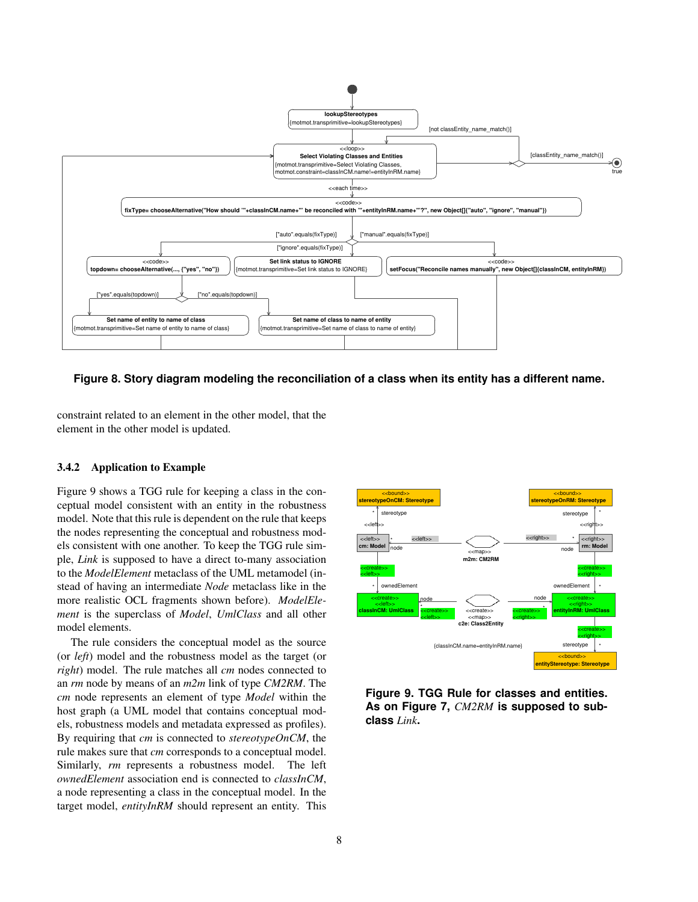Figure 8. Story diagram modeling the reconciliation of a class when its entity has a different name.

constraint related to an element in the other model, that the element in the other model is updated.

### 3.4.2 Application to Example

Figure 9 shows a TGG rule for keeping a class in the conceptual model consistent with an entity in the robustness model. Note that this rule is dependent on the rule that keeps the nodes representing the conceptual and robustness models consistent with one another. To keep the TGG rule simple, *Link* is supposed to have a direct to-many association to the *ModelElement* metaclass of the UML metamodel (instead of having an intermediate *Node* metaclass like in the more realistic OCL fragments shown before). *ModelElement* is the superclass of *Model*, *UmlClass* and all other model elements.

The rule considers the conceptual model as the source (or *left*) model and the robustness model as the target (or *right*) model. The rule matches all *cm* nodes connected to an *rm* node by means of an *m2m* link of type *CM2RM*. The *cm* node represents an element of type *Model* within the host graph (a UML model that contains conceptual models, robustness models and metadata expressed as profiles). By requiring that *cm* is connected to *stereotypeOnCM*, the rule makes sure that *cm* corresponds to a conceptual model. Similarly, *rm* represents a robustness model. The left *ownedElement* association end is connected to *classInCM*, a node representing a class in the conceptual model. In the target model, *entityInRM* should represent an entity. This

Figure 9. TGG Rule for classes and entities. As on Figure 7, *CM2RM* is supposed to subclass *Link*.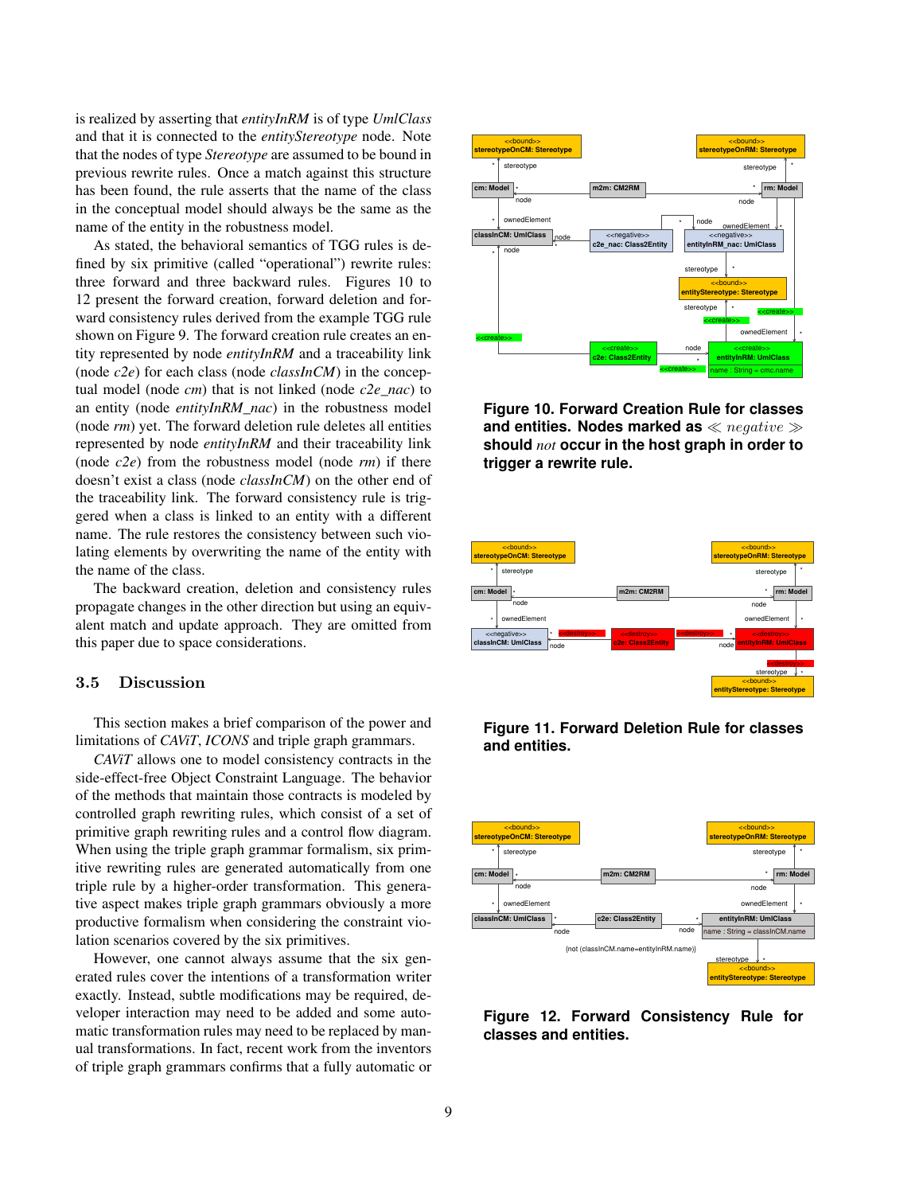is realized by asserting that *entityInRM* is of type *UmlClass* and that it is connected to the *entityStereotype* node. Note that the nodes of type *Stereotype* are assumed to be bound in previous rewrite rules. Once a match against this structure has been found, the rule asserts that the name of the class in the conceptual model should always be the same as the name of the entity in the robustness model.

As stated, the behavioral semantics of TGG rules is defined by six primitive (called "operational") rewrite rules: three forward and three backward rules. Figures 10 to 12 present the forward creation, forward deletion and forward consistency rules derived from the example TGG rule shown on Figure 9. The forward creation rule creates an entity represented by node *entityInRM* and a traceability link (node *c2e*) for each class (node *classInCM*) in the conceptual model (node *cm*) that is not linked (node *c2e_nac*) to an entity (node *entityInRM_nac*) in the robustness model (node *rm*) yet. The forward deletion rule deletes all entities represented by node *entityInRM* and their traceability link (node *c2e*) from the robustness model (node *rm*) if there doesn't exist a class (node *classInCM*) on the other end of the traceability link. The forward consistency rule is triggered when a class is linked to an entity with a different name. The rule restores the consistency between such violating elements by overwriting the name of the entity with the name of the class.

The backward creation, deletion and consistency rules propagate changes in the other direction but using an equivalent match and update approach. They are omitted from this paper due to space considerations.

## 3.5 Discussion

This section makes a brief comparison of the power and limitations of *CAViT*, *ICONS* and triple graph grammars.

*CAViT* allows one to model consistency contracts in the side-effect-free Object Constraint Language. The behavior of the methods that maintain those contracts is modeled by controlled graph rewriting rules, which consist of a set of primitive graph rewriting rules and a control flow diagram. When using the triple graph grammar formalism, six primitive rewriting rules are generated automatically from one triple rule by a higher-order transformation. This generative aspect makes triple graph grammars obviously a more productive formalism when considering the constraint violation scenarios covered by the six primitives.

However, one cannot always assume that the six generated rules cover the intentions of a transformation writer exactly. Instead, subtle modifications may be required, developer interaction may need to be added and some automatic transformation rules may need to be replaced by manual transformations. In fact, recent work from the inventors of triple graph grammars confirms that a fully automatic or

**Figure 10. Forward Creation Rule for classes and entities. Nodes marked as $\ll negative \gg$ should *not* occur in the host graph in order to trigger a rewrite rule.**

**Figure 11. Forward Deletion Rule for classes and entities.**

**Figure 12. Forward Consistency Rule for classes and entities.**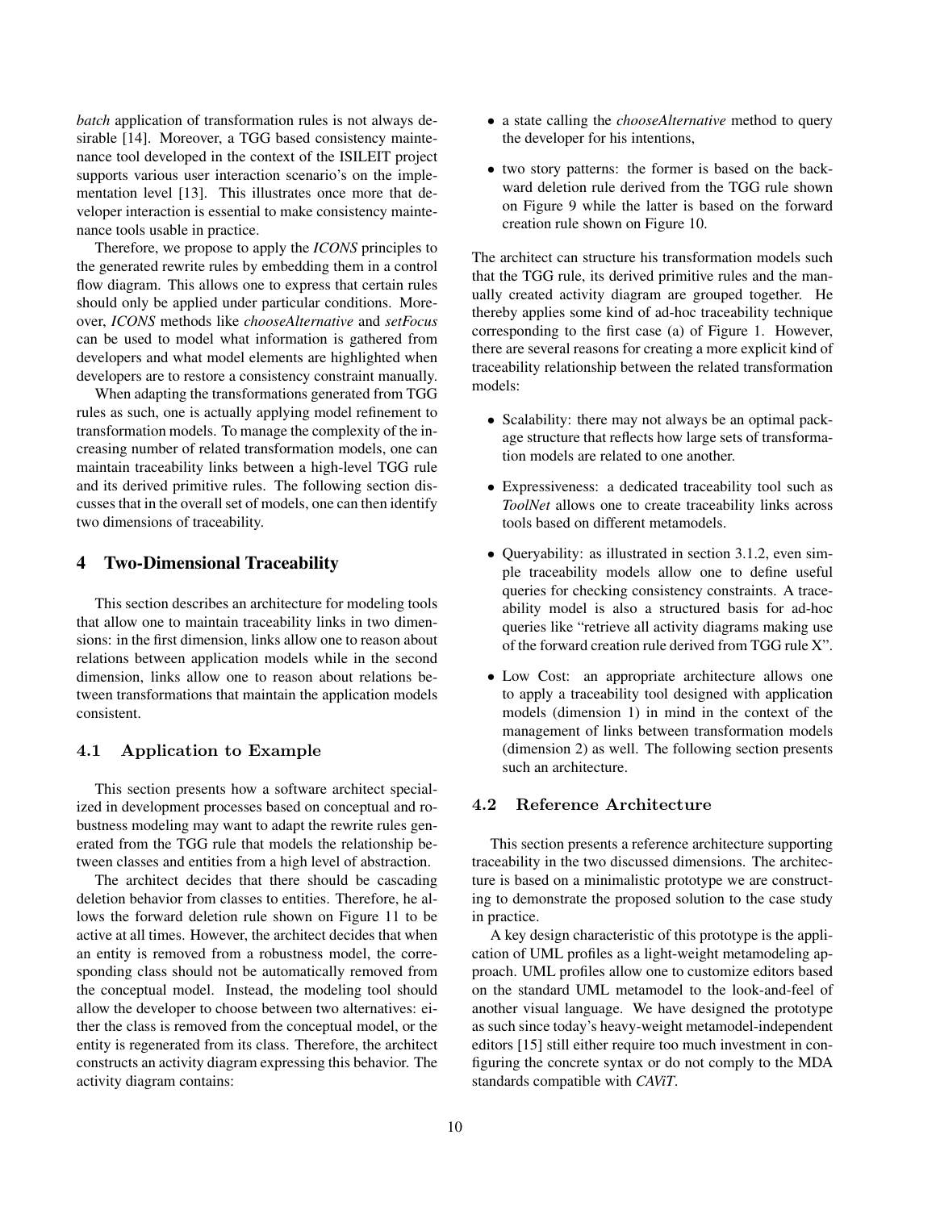*batch* application of transformation rules is not always desirable [14]. Moreover, a TGG based consistency maintenance tool developed in the context of the ISILEIT project supports various user interaction scenario's on the implementation level [13]. This illustrates once more that developer interaction is essential to make consistency maintenance tools usable in practice.

Therefore, we propose to apply the *ICONS* principles to the generated rewrite rules by embedding them in a control flow diagram. This allows one to express that certain rules should only be applied under particular conditions. Moreover, *ICONS* methods like *chooseAlternative* and *setFocus* can be used to model what information is gathered from developers and what model elements are highlighted when developers are to restore a consistency constraint manually.

When adapting the transformations generated from TGG rules as such, one is actually applying model refinement to transformation models. To manage the complexity of the increasing number of related transformation models, one can maintain traceability links between a high-level TGG rule and its derived primitive rules. The following section discusses that in the overall set of models, one can then identify two dimensions of traceability.

## 4 Two-Dimensional Traceability

This section describes an architecture for modeling tools that allow one to maintain traceability links in two dimensions: in the first dimension, links allow one to reason about relations between application models while in the second dimension, links allow one to reason about relations between transformations that maintain the application models consistent.

### 4.1 Application to Example

This section presents how a software architect specialized in development processes based on conceptual and robustness modeling may want to adapt the rewrite rules generated from the TGG rule that models the relationship between classes and entities from a high level of abstraction.

The architect decides that there should be cascading deletion behavior from classes to entities. Therefore, he allows the forward deletion rule shown on Figure 11 to be active at all times. However, the architect decides that when an entity is removed from a robustness model, the corresponding class should not be automatically removed from the conceptual model. Instead, the modeling tool should allow the developer to choose between two alternatives: either the class is removed from the conceptual model, or the entity is regenerated from its class. Therefore, the architect constructs an activity diagram expressing this behavior. The activity diagram contains:

- a state calling the *chooseAlternative* method to query the developer for his intentions,
- two story patterns: the former is based on the backward deletion rule derived from the TGG rule shown on Figure 9 while the latter is based on the forward creation rule shown on Figure 10.

The architect can structure his transformation models such that the TGG rule, its derived primitive rules and the manually created activity diagram are grouped together. He thereby applies some kind of ad-hoc traceability technique corresponding to the first case (a) of Figure 1. However, there are several reasons for creating a more explicit kind of traceability relationship between the related transformation models:

- Scalability: there may not always be an optimal package structure that reflects how large sets of transformation models are related to one another.
- Expressiveness: a dedicated traceability tool such as *ToolNet* allows one to create traceability links across tools based on different metamodels.
- Queryability: as illustrated in section 3.1.2, even simple traceability models allow one to define useful queries for checking consistency constraints. A traceability model is also a structured basis for ad-hoc queries like "retrieve all activity diagrams making use of the forward creation rule derived from TGG rule X".
- Low Cost: an appropriate architecture allows one to apply a traceability tool designed with application models (dimension 1) in mind in the context of the management of links between transformation models (dimension 2) as well. The following section presents such an architecture.

### 4.2 Reference Architecture

This section presents a reference architecture supporting traceability in the two discussed dimensions. The architecture is based on a minimalistic prototype we are constructing to demonstrate the proposed solution to the case study in practice.

A key design characteristic of this prototype is the application of UML profiles as a light-weight metamodeling approach. UML profiles allow one to customize editors based on the standard UML metamodel to the look-and-feel of another visual language. We have designed the prototype as such since today's heavy-weight metamodel-independent editors [15] still either require too much investment in configuring the concrete syntax or do not comply to the MDA standards compatible with *CAViT*.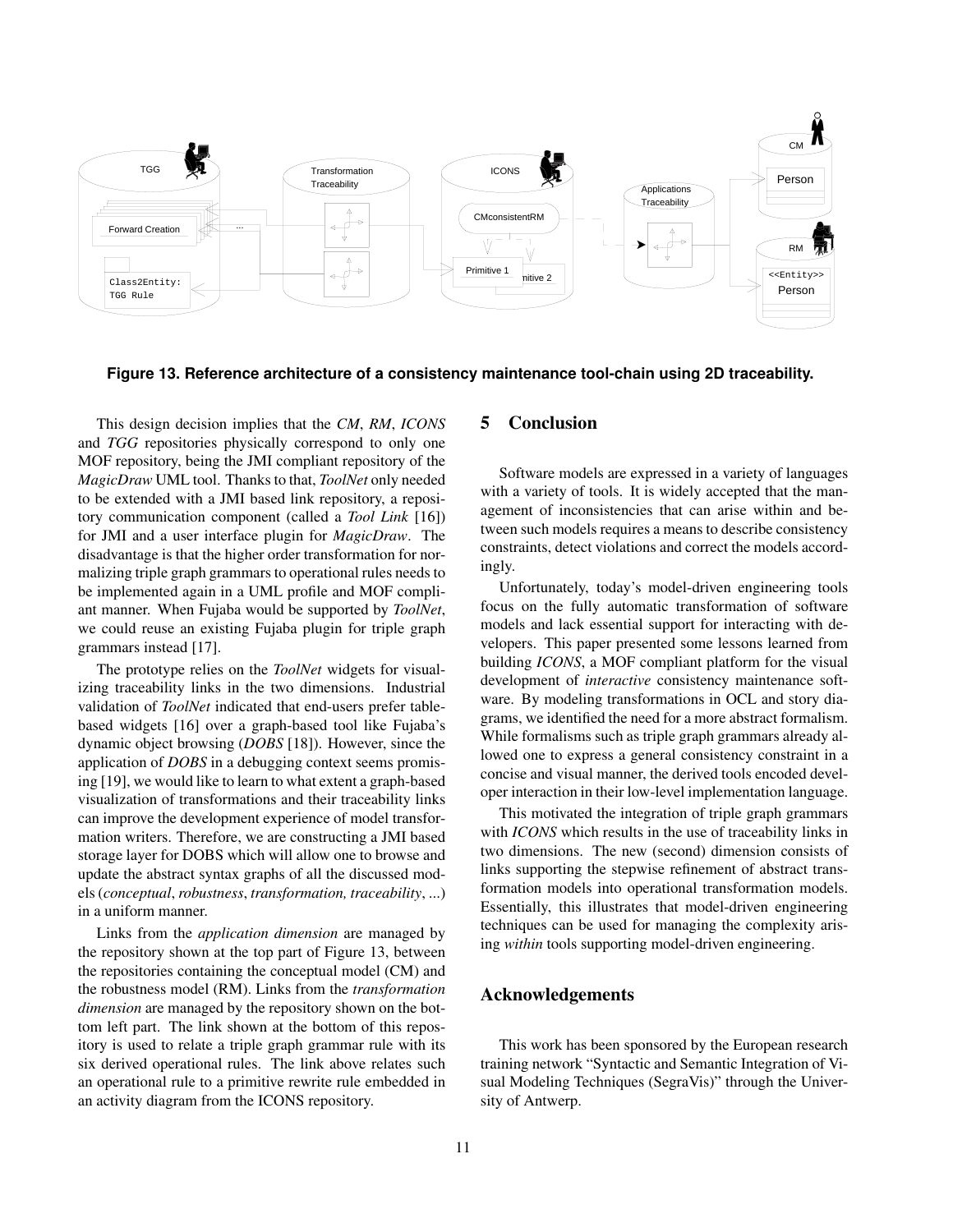Figure 13. Reference architecture of a consistency maintenance tool-chain using 2D traceability.

This design decision implies that the *CM*, *RM*, *ICONS* and *TGG* repositories physically correspond to only one MOF repository, being the JMI compliant repository of the *MagicDraw* UML tool. Thanks to that, *ToolNet* only needed to be extended with a JMI based link repository, a repository communication component (called a *Tool Link* [16]) for JMI and a user interface plugin for *MagicDraw*. The disadvantage is that the higher order transformation for normalizing triple graph grammars to operational rules needs to be implemented again in a UML profile and MOF compliant manner. When Fujaba would be supported by *ToolNet*, we could reuse an existing Fujaba plugin for triple graph grammars instead [17].

The prototype relies on the *ToolNet* widgets for visualizing traceability links in the two dimensions. Industrial validation of *ToolNet* indicated that end-users prefer table-based widgets [16] over a graph-based tool like Fujaba's dynamic object browsing (*DOBS* [18]). However, since the application of *DOBS* in a debugging context seems promising [19], we would like to learn to what extent a graph-based visualization of transformations and their traceability links can improve the development experience of model transformation writers. Therefore, we are constructing a JMI based storage layer for DOBS which will allow one to browse and update the abstract syntax graphs of all the discussed models (*conceptual*, *robustness*, *transformation, traceability*, ...) in a uniform manner.

Links from the *application dimension* are managed by the repository shown at the top part of Figure 13, between the repositories containing the conceptual model (CM) and the robustness model (RM). Links from the *transformation dimension* are managed by the repository shown on the bottom left part. The link shown at the bottom of this repository is used to relate a triple graph grammar rule with its six derived operational rules. The link above relates such an operational rule to a primitive rewrite rule embedded in an activity diagram from the ICONS repository.

## 5 Conclusion

Software models are expressed in a variety of languages with a variety of tools. It is widely accepted that the management of inconsistencies that can arise within and between such models requires a means to describe consistency constraints, detect violations and correct the models accordingly.

Unfortunately, today's model-driven engineering tools focus on the fully automatic transformation of software models and lack essential support for interacting with developers. This paper presented some lessons learned from building *ICONS*, a MOF compliant platform for the visual development of *interactive* consistency maintenance software. By modeling transformations in OCL and story diagrams, we identified the need for a more abstract formalism. While formalisms such as triple graph grammars already allowed one to express a general consistency constraint in a concise and visual manner, the derived tools encoded developer interaction in their low-level implementation language.

This motivated the integration of triple graph grammars with *ICONS* which results in the use of traceability links in two dimensions. The new (second) dimension consists of links supporting the stepwise refinement of abstract transformation models into operational transformation models. Essentially, this illustrates that model-driven engineering techniques can be used for managing the complexity arising *within* tools supporting model-driven engineering.

## Acknowledgements

This work has been sponsored by the European research training network "Syntactic and Semantic Integration of Visual Modeling Techniques (SegraVis)" through the University of Antwerp.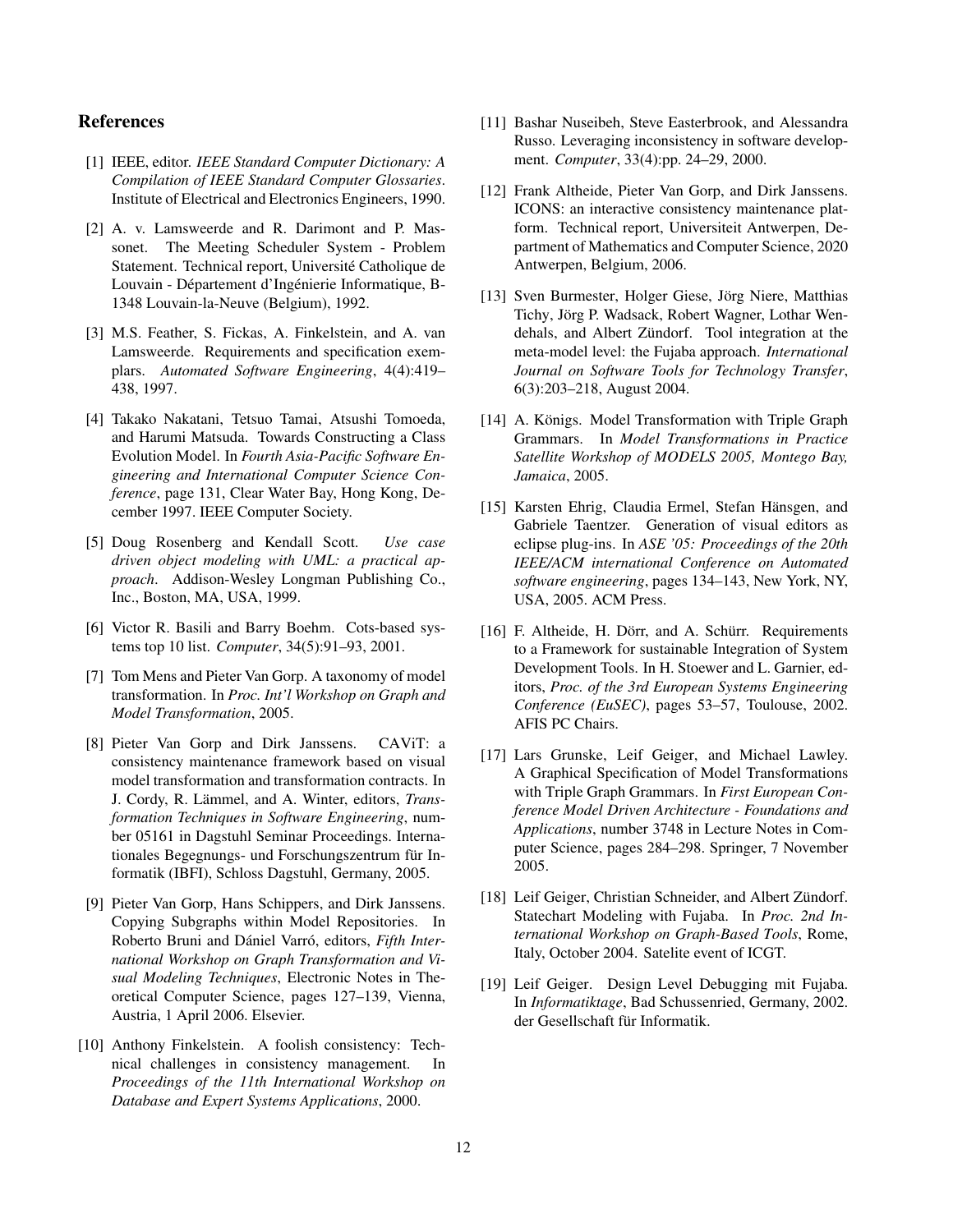## References

[1] IEEE, editor. *IEEE Standard Computer Dictionary: A Compilation of IEEE Standard Computer Glossaries*. Institute of Electrical and Electronics Engineers, 1990.

[2] A. v. Lamsweerde and R. Darimont and P. Massonet. The Meeting Scheduler System - Problem Statement. Technical report, Université Catholique de Louvain - Département d'Ingénierie Informatique, B-1348 Louvain-la-Neuve (Belgium), 1992.

[3] M.S. Feather, S. Fickas, A. Finkelstein, and A. van Lamsweerde. Requirements and specification exemplars. *Automated Software Engineering*, 4(4):419–438, 1997.

[4] Takako Nakatani, Tetsuo Tamai, Atsushi Tomoeda, and Harumi Matsuda. Towards Constructing a Class Evolution Model. In *Fourth Asia-Pacific Software Engineering and International Computer Science Conference*, page 131, Clear Water Bay, Hong Kong, December 1997. IEEE Computer Society.

[5] Doug Rosenberg and Kendall Scott. *Use case driven object modeling with UML: a practical approach*. Addison-Wesley Longman Publishing Co., Inc., Boston, MA, USA, 1999.

[6] Victor R. Basili and Barry Boehm. Cots-based systems top 10 list. *Computer*, 34(5):91–93, 2001.

[7] Tom Mens and Pieter Van Gorp. A taxonomy of model transformation. In *Proc. Int'l Workshop on Graph and Model Transformation*, 2005.

[8] Pieter Van Gorp and Dirk Janssens. CAViT: a consistency maintenance framework based on visual model transformation and transformation contracts. In J. Cordy, R. Lämmel, and A. Winter, editors, *Transformation Techniques in Software Engineering*, number 05161 in Dagstuhl Seminar Proceedings. Internationales Begegnungs- und Forschungszentrum für Informatik (IBFI), Schloss Dagstuhl, Germany, 2005.

[9] Pieter Van Gorp, Hans Schippers, and Dirk Janssens. Copying Subgraphs within Model Repositories. In Roberto Bruni and Dániel Varró, editors, *Fifth International Workshop on Graph Transformation and Visual Modeling Techniques*, Electronic Notes in Theoretical Computer Science, pages 127–139, Vienna, Austria, 1 April 2006. Elsevier.

[10] Anthony Finkelstein. A foolish consistency: Technical challenges in consistency management. In *Proceedings of the 11th International Workshop on Database and Expert Systems Applications*, 2000.

[11] Bashar Nuseibeh, Steve Easterbrook, and Alessandra Russo. Leveraging inconsistency in software development. *Computer*, 33(4):pp. 24–29, 2000.

[12] Frank Altheide, Pieter Van Gorp, and Dirk Janssens. ICONS: an interactive consistency maintenance platform. Technical report, Universiteit Antwerpen, Department of Mathematics and Computer Science, 2020 Antwerpen, Belgium, 2006.

[13] Sven Burmester, Holger Giese, Jörg Niere, Matthias Tichy, Jörg P. Wadsack, Robert Wagner, Lothar Wendehals, and Albert Zündorf. Tool integration at the meta-model level: the Fujaba approach. *International Journal on Software Tools for Technology Transfer*, 6(3):203–218, August 2004.

[14] A. Königs. Model Transformation with Triple Graph Grammars. In *Model Transformations in Practice Satellite Workshop of MODELS 2005, Montego Bay, Jamaica*, 2005.

[15] Karsten Ehrig, Claudia Ermel, Stefan Hänsgen, and Gabriele Taentzer. Generation of visual editors as eclipse plug-ins. In *ASE '05: Proceedings of the 20th IEEE/ACM international Conference on Automated software engineering*, pages 134–143, New York, NY, USA, 2005. ACM Press.

[16] F. Altheide, H. Dörr, and A. Schürr. Requirements to a Framework for sustainable Integration of System Development Tools. In H. Stoewer and L. Garnier, editors, *Proc. of the 3rd European Systems Engineering Conference (EuSEC)*, pages 53–57, Toulouse, 2002. AFIS PC Chairs.

[17] Lars Grunske, Leif Geiger, and Michael Lawley. A Graphical Specification of Model Transformations with Triple Graph Grammars. In *First European Conference Model Driven Architecture - Foundations and Applications*, number 3748 in Lecture Notes in Computer Science, pages 284–298. Springer, 7 November 2005.

[18] Leif Geiger, Christian Schneider, and Albert Zündorf. Statechart Modeling with Fujaba. In *Proc. 2nd International Workshop on Graph-Based Tools*, Rome, Italy, October 2004. Satelite event of ICGT.

[19] Leif Geiger. Design Level Debugging mit Fujaba. In *Informatiktage*, Bad Schussenried, Germany, 2002. der Gesellschaft für Informatik.